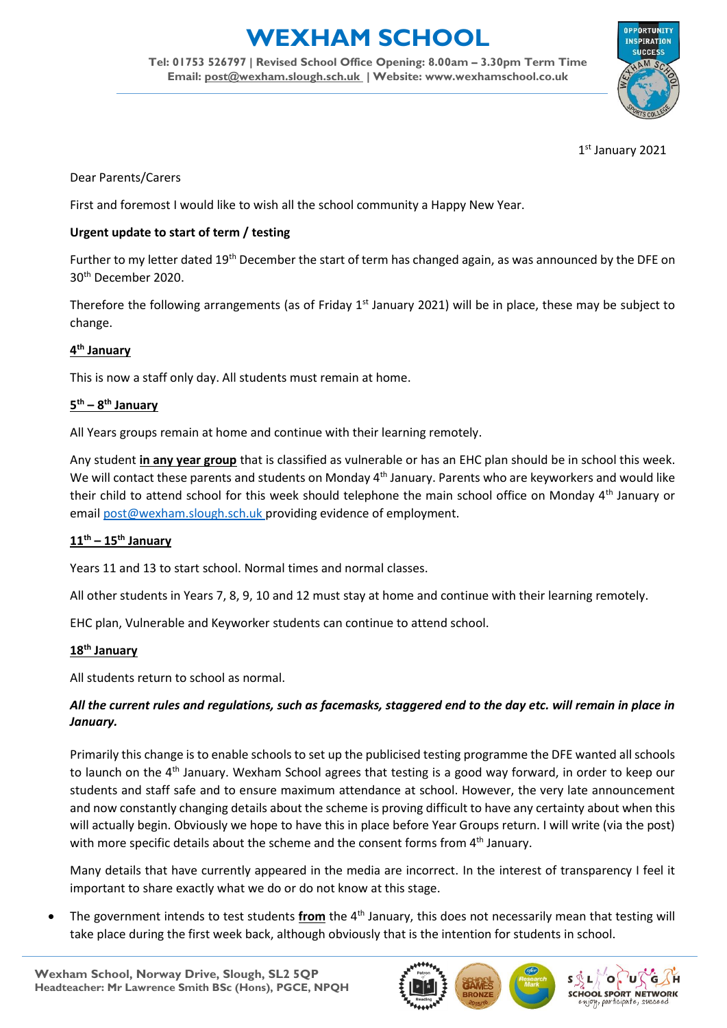# WEXHAM SCHOOL

**Tel: 01753 526797 | Revised School Office Opening: 8.00am – 3.30pm Term Time**
**Email: post@wexham.slough.sch.uk | Website: www.wexhamschool.co.uk**

1st January 2021

Dear Parents/Carers

First and foremost I would like to wish all the school community a Happy New Year.

**Urgent update to start of term / testing**

Further to my letter dated 19th December the start of term has changed again, as was announced by the DFE on 30th December 2020.

Therefore the following arrangements (as of Friday 1st January 2021) will be in place, these may be subject to change.

**4th January**

This is now a staff only day. All students must remain at home.

**5th – 8th January**

All Years groups remain at home and continue with their learning remotely.

Any student **in any year group** that is classified as vulnerable or has an EHC plan should be in school this week. We will contact these parents and students on Monday 4th January. Parents who are keyworkers and would like their child to attend school for this week should telephone the main school office on Monday 4th January or email post@wexham.slough.sch.uk providing evidence of employment.

**11th – 15th January**

Years 11 and 13 to start school. Normal times and normal classes.

All other students in Years 7, 8, 9, 10 and 12 must stay at home and continue with their learning remotely.

EHC plan, Vulnerable and Keyworker students can continue to attend school.

**18th January**

All students return to school as normal.

***All the current rules and regulations, such as facemasks, staggered end to the day etc. will remain in place in January.***

Primarily this change is to enable schools to set up the publicised testing programme the DFE wanted all schools to launch on the 4th January. Wexham School agrees that testing is a good way forward, in order to keep our students and staff safe and to ensure maximum attendance at school. However, the very late announcement and now constantly changing details about the scheme is proving difficult to have any certainty about when this will actually begin. Obviously we hope to have this in place before Year Groups return. I will write (via the post) with more specific details about the scheme and the consent forms from 4th January.

Many details that have currently appeared in the media are incorrect. In the interest of transparency I feel it important to share exactly what we do or do not know at this stage.

- The government intends to test students **from** the 4th January, this does not necessarily mean that testing will take place during the first week back, although obviously that is the intention for students in school.

Wexham School, Norway Drive, Slough, SL2 5QP
Headteacher: Mr Lawrence Smith BSc (Hons), PGCE, NPQH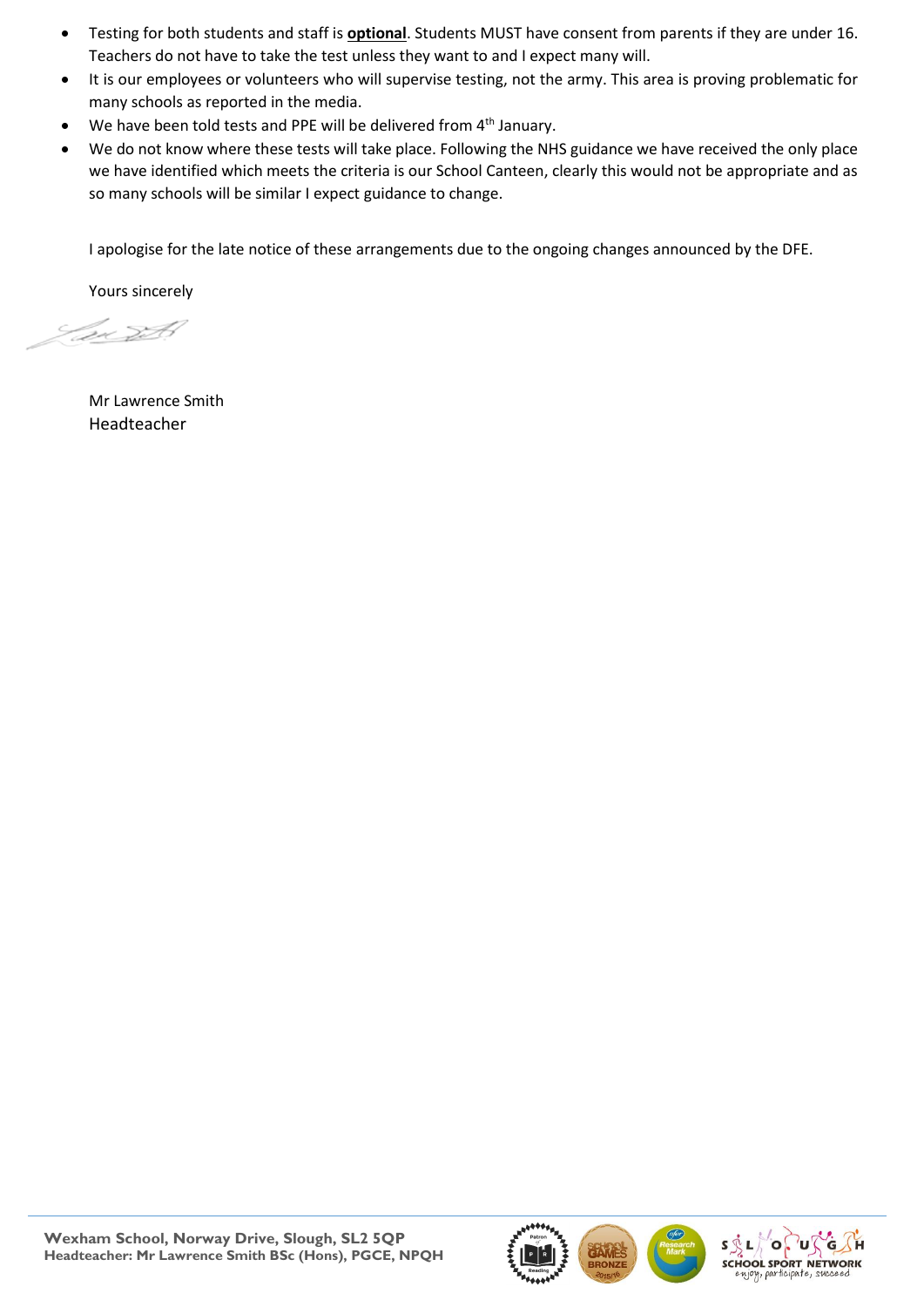- Testing for both students and staff is **optional**. Students MUST have consent from parents if they are under 16. Teachers do not have to take the test unless they want to and I expect many will.
- It is our employees or volunteers who will supervise testing, not the army. This area is proving problematic for many schools as reported in the media.
- We have been told tests and PPE will be delivered from 4th January.
- We do not know where these tests will take place. Following the NHS guidance we have received the only place we have identified which meets the criteria is our School Canteen, clearly this would not be appropriate and as so many schools will be similar I expect guidance to change.

I apologise for the late notice of these arrangements due to the ongoing changes announced by the DFE.

Yours sincerely

Mr Lawrence Smith
Headteacher

**Wexham School, Norway Drive, Slough, SL2 5QP**
**Headteacher: Mr Lawrence Smith BSc (Hons), PGCE, NPQH**